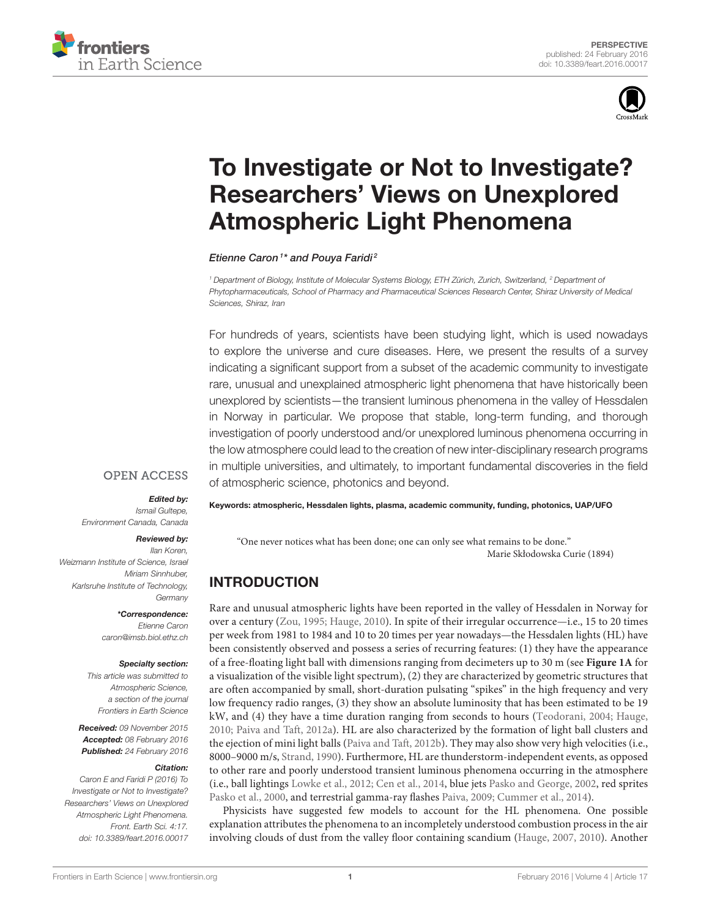PERSPECTIVE
published: 24 February 2016
doi: 10.3389/feart.2016.00017

# To Investigate or Not to Investigate? Researchers' Views on Unexplored Atmospheric Light Phenomena

*Etienne Caron*[1]* and Pouya Faridi[2]

[1] Department of Biology, Institute of Molecular Systems Biology, ETH Zürich, Zurich, Switzerland, [2] Department of Phytopharmaceuticals, School of Pharmacy and Pharmaceutical Sciences Research Center, Shiraz University of Medical Sciences, Shiraz, Iran

For hundreds of years, scientists have been studying light, which is used nowadays to explore the universe and cure diseases. Here, we present the results of a survey indicating a significant support from a subset of the academic community to investigate rare, unusual and unexplained atmospheric light phenomena that have historically been unexplored by scientists—the transient luminous phenomena in the valley of Hessdalen in Norway in particular. We propose that stable, long-term funding, and thorough investigation of poorly understood and/or unexplored luminous phenomena occurring in the low atmosphere could lead to the creation of new inter-disciplinary research programs in multiple universities, and ultimately, to important fundamental discoveries in the field of atmospheric science, photonics and beyond.

**Keywords: atmospheric, Hessdalen lights, plasma, academic community, funding, photonics, UAP/UFO**

OPEN ACCESS

***Edited by:***
*Ismail Gultepe, Environment Canada, Canada*

***Reviewed by:***
*Ilan Koren, Weizmann Institute of Science, Israel*
*Miriam Sinnhuber, Karlsruhe Institute of Technology, Germany*

***\*Correspondence:***
*Etienne Caron*
*caron@imsb.biol.ethz.ch*

***Specialty section:***
*This article was submitted to Atmospheric Science, a section of the journal Frontiers in Earth Science*

***Received:*** *09 November 2015*
***Accepted:*** *08 February 2016*
***Published:*** *24 February 2016*

***Citation:***
*Caron E and Faridi P (2016) To Investigate or Not to Investigate? Researchers' Views on Unexplored Atmospheric Light Phenomena. Front. Earth Sci. 4:17. doi: 10.3389/feart.2016.00017*

"One never notices what has been done; one can only see what remains to be done."
Marie Skłodowska Curie (1894)

## INTRODUCTION

Rare and unusual atmospheric lights have been reported in the valley of Hessdalen in Norway for over a century (Zou, 1995; Hauge, 2010). In spite of their irregular occurrence—i.e., 15 to 20 times per week from 1981 to 1984 and 10 to 20 times per year nowadays—the Hessdalen lights (HL) have been consistently observed and possess a series of recurring features: (1) they have the appearance of a free-floating light ball with dimensions ranging from decimeters up to 30 m (see **Figure 1A** for a visualization of the visible light spectrum), (2) they are characterized by geometric structures that are often accompanied by small, short-duration pulsating "spikes" in the high frequency and very low frequency radio ranges, (3) they show an absolute luminosity that has been estimated to be 19 kW, and (4) they have a time duration ranging from seconds to hours (Teodorani, 2004; Hauge, 2010; Paiva and Taft, 2012a). HL are also characterized by the formation of light ball clusters and the ejection of mini light balls (Paiva and Taft, 2012b). They may also show very high velocities (i.e., 8000–9000 m/s, Strand, 1990). Furthermore, HL are thunderstorm-independent events, as opposed to other rare and poorly understood transient luminous phenomena occurring in the atmosphere (i.e., ball lightings Lowke et al., 2012; Cen et al., 2014, blue jets Pasko and George, 2002, red sprites Pasko et al., 2000, and terrestrial gamma-ray flashes Paiva, 2009; Cummer et al., 2014).

Physicists have suggested few models to account for the HL phenomena. One possible explanation attributes the phenomena to an incompletely understood combustion process in the air involving clouds of dust from the valley floor containing scandium (Hauge, 2007, 2010). Another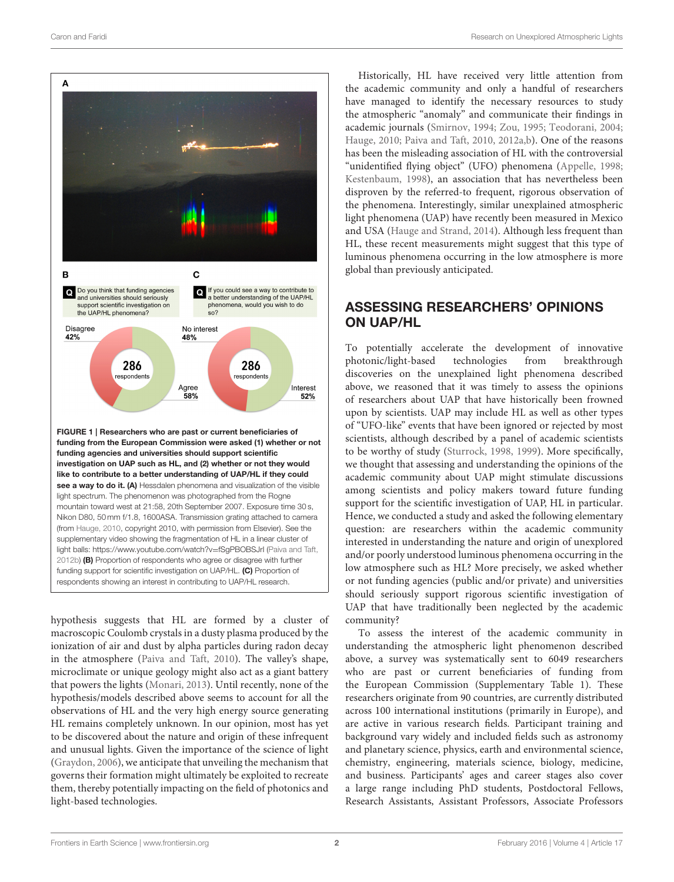**B**

**Q** Do you think that funding agencies and universities should seriously support scientific investigation on the UAP/HL phenomena?

Disagree 42%

286 respondents

Agree 58%

**C**

**Q** If you could see a way to contribute to a better understanding of the UAP/HL phenomena, would you wish to do so?

No interest 48%

286 respondents

Interest 52%

**FIGURE 1 | Researchers who are past or current beneficiaries of funding from the European Commission were asked (1) whether or not funding agencies and universities should support scientific investigation on UAP such as HL, and (2) whether or not they would like to contribute to a better understanding of UAP/HL if they could see a way to do it. (A)** Hessdalen phenomena and visualization of the visible light spectrum. The phenomenon was photographed from the Rogne mountain toward west at 21:58, 20th September 2007. Exposure time 30 s, Nikon D80, 50 mm f/1.8, 1600ASA. Transmission grating attached to camera (from Hauge, 2010, copyright 2010, with permission from Elsevier). See the supplementary video showing the fragmentation of HL in a linear cluster of light balls: https://www.youtube.com/watch?v=fSgPBOBSJrI (Paiva and Taft, 2012b) **(B)** Proportion of respondents who agree or disagree with further funding support for scientific investigation on UAP/HL. **(C)** Proportion of respondents showing an interest in contributing to UAP/HL research.

hypothesis suggests that HL are formed by a cluster of macroscopic Coulomb crystals in a dusty plasma produced by the ionization of air and dust by alpha particles during radon decay in the atmosphere (Paiva and Taft, 2010). The valley's shape, microclimate or unique geology might also act as a giant battery that powers the lights (Monari, 2013). Until recently, none of the hypothesis/models described above seems to account for all the observations of HL and the very high energy source generating HL remains completely unknown. In our opinion, most has yet to be discovered about the nature and origin of these infrequent and unusual lights. Given the importance of the science of light (Graydon, 2006), we anticipate that unveiling the mechanism that governs their formation might ultimately be exploited to recreate them, thereby potentially impacting on the field of photonics and light-based technologies.

Historically, HL have received very little attention from the academic community and only a handful of researchers have managed to identify the necessary resources to study the atmospheric "anomaly" and communicate their findings in academic journals (Smirnov, 1994; Zou, 1995; Teodorani, 2004; Hauge, 2010; Paiva and Taft, 2010, 2012a,b). One of the reasons has been the misleading association of HL with the controversial "unidentified flying object" (UFO) phenomena (Appelle, 1998; Kestenbaum, 1998), an association that has nevertheless been disproven by the referred-to frequent, rigorous observation of the phenomena. Interestingly, similar unexplained atmospheric light phenomena (UAP) have recently been measured in Mexico and USA (Hauge and Strand, 2014). Although less frequent than HL, these recent measurements might suggest that this type of luminous phenomena occurring in the low atmosphere is more global than previously anticipated.

## ASSESSING RESEARCHERS' OPINIONS ON UAP/HL

To potentially accelerate the development of innovative photonic/light-based technologies from breakthrough discoveries on the unexplained light phenomena described above, we reasoned that it was timely to assess the opinions of researchers about UAP that have historically been frowned upon by scientists. UAP may include HL as well as other types of "UFO-like" events that have been ignored or rejected by most scientists, although described by a panel of academic scientists to be worthy of study (Sturrock, 1998, 1999). More specifically, we thought that assessing and understanding the opinions of the academic community about UAP might stimulate discussions among scientists and policy makers toward future funding support for the scientific investigation of UAP, HL in particular. Hence, we conducted a study and asked the following elementary question: are researchers within the academic community interested in understanding the nature and origin of unexplored and/or poorly understood luminous phenomena occurring in the low atmosphere such as HL? More precisely, we asked whether or not funding agencies (public and/or private) and universities should seriously support rigorous scientific investigation of UAP that have traditionally been neglected by the academic community?

To assess the interest of the academic community in understanding the atmospheric light phenomenon described above, a survey was systematically sent to 6049 researchers who are past or current beneficiaries of funding from the European Commission (Supplementary Table 1). These researchers originate from 90 countries, are currently distributed across 100 international institutions (primarily in Europe), and are active in various research fields. Participant training and background vary widely and included fields such as astronomy and planetary science, physics, earth and environmental science, chemistry, engineering, materials science, biology, medicine, and business. Participants' ages and career stages also cover a large range including PhD students, Postdoctoral Fellows, Research Assistants, Assistant Professors, Associate Professors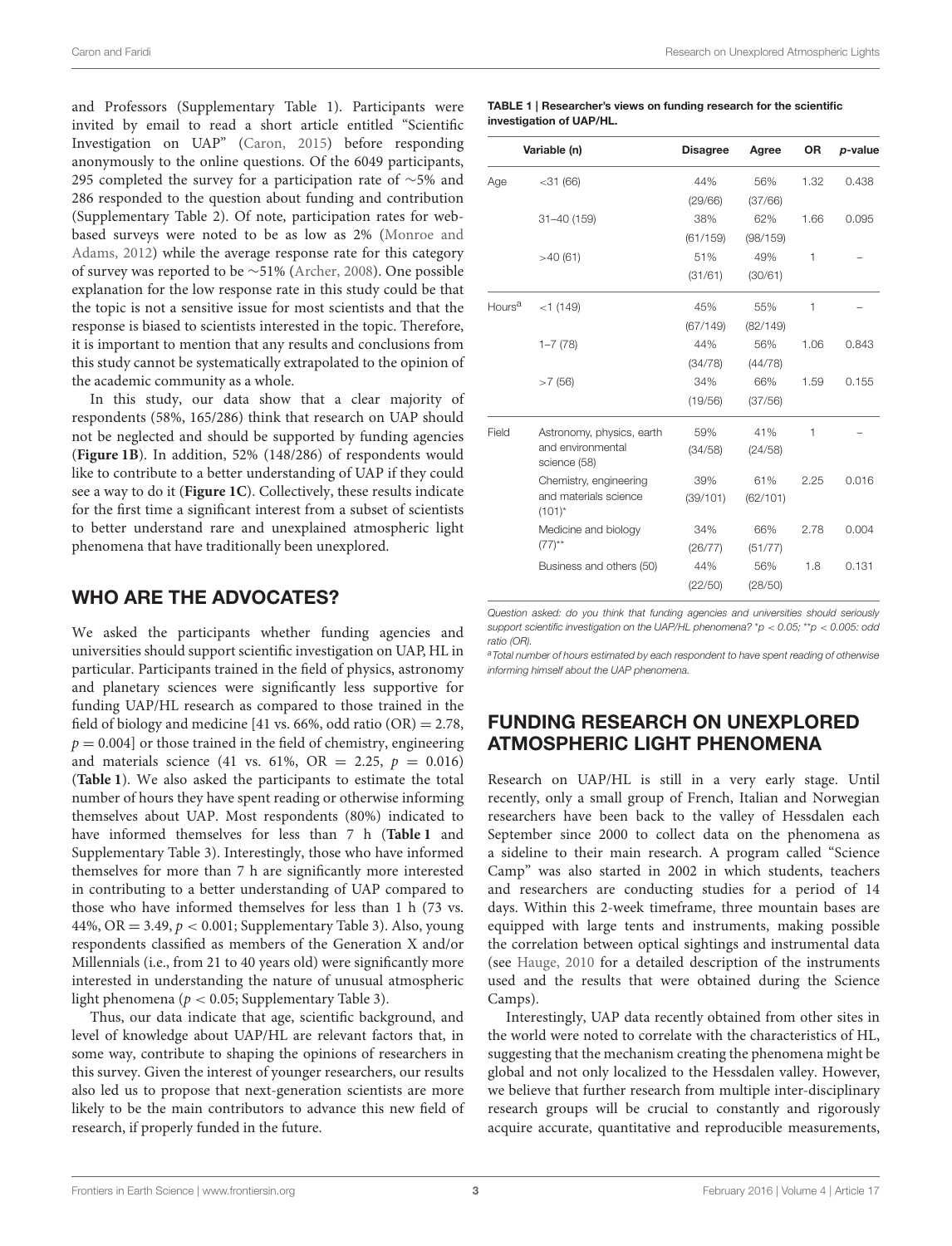and Professors (Supplementary Table 1). Participants were invited by email to read a short article entitled "Scientific Investigation on UAP" (Caron, 2015) before responding anonymously to the online questions. Of the 6049 participants, 295 completed the survey for a participation rate of ~5% and 286 responded to the question about funding and contribution (Supplementary Table 2). Of note, participation rates for web-based surveys were noted to be as low as 2% (Monroe and Adams, 2012) while the average response rate for this category of survey was reported to be ~51% (Archer, 2008). One possible explanation for the low response rate in this study could be that the topic is not a sensitive issue for most scientists and that the response is biased to scientists interested in the topic. Therefore, it is important to mention that any results and conclusions from this study cannot be systematically extrapolated to the opinion of the academic community as a whole.

In this study, our data show that a clear majority of respondents (58%, 165/286) think that research on UAP should not be neglected and should be supported by funding agencies (**Figure 1B**). In addition, 52% (148/286) of respondents would like to contribute to a better understanding of UAP if they could see a way to do it (**Figure 1C**). Collectively, these results indicate for the first time a significant interest from a subset of scientists to better understand rare and unexplained atmospheric light phenomena that have traditionally been unexplored.

## WHO ARE THE ADVOCATES?

We asked the participants whether funding agencies and universities should support scientific investigation on UAP, HL in particular. Participants trained in the field of physics, astronomy and planetary sciences were significantly less supportive for funding UAP/HL research as compared to those trained in the field of biology and medicine [41 vs. 66%, odd ratio (OR) = 2.78, $p = 0.004$] or those trained in the field of chemistry, engineering and materials science (41 vs. 61%, OR = 2.25, $p = 0.016$) (**Table 1**). We also asked the participants to estimate the total number of hours they have spent reading or otherwise informing themselves about UAP. Most respondents (80%) indicated to have informed themselves for less than 7 h (**Table 1** and Supplementary Table 3). Interestingly, those who have informed themselves for more than 7 h are significantly more interested in contributing to a better understanding of UAP compared to those who have informed themselves for less than 1 h (73 vs. 44%, OR = 3.49, $p < 0.001$; Supplementary Table 3). Also, young respondents classified as members of the Generation X and/or Millennials (i.e., from 21 to 40 years old) were significantly more interested in understanding the nature of unusual atmospheric light phenomena ($p < 0.05$; Supplementary Table 3).

Thus, our data indicate that age, scientific background, and level of knowledge about UAP/HL are relevant factors that, in some way, contribute to shaping the opinions of researchers in this survey. Given the interest of younger researchers, our results also led us to propose that next-generation scientists are more likely to be the main contributors to advance this new field of research, if properly funded in the future.

**TABLE 1 | Researcher's views on funding research for the scientific investigation of UAP/HL.**

| | Variable (n) | Disagree | Agree | OR | p-value |
|---|---|---|---|---|---|
| Age | <31 (66) | 44% (29/66) | 56% (37/66) | 1.32 | 0.438 |
| | 31–40 (159) | 38% (61/159) | 62% (98/159) | 1.66 | 0.095 |
| | >40 (61) | 51% (31/61) | 49% (30/61) | 1 | – |
| Hours[a] | <1 (149) | 45% (67/149) | 55% (82/149) | 1 | – |
| | 1–7 (78) | 44% (34/78) | 56% (44/78) | 1.06 | 0.843 |
| | >7 (56) | 34% (19/56) | 66% (37/56) | 1.59 | 0.155 |
| Field | Astronomy, physics, earth and environmental science (58) | 59% (34/58) | 41% (24/58) | 1 | – |
| | Chemistry, engineering and materials science (101)* | 39% (39/101) | 61% (62/101) | 2.25 | 0.016 |
| | Medicine and biology (77)** | 34% (26/77) | 66% (51/77) | 2.78 | 0.004 |
| | Business and others (50) | 44% (22/50) | 56% (28/50) | 1.8 | 0.131 |

*Question asked: do you think that funding agencies and universities should seriously support scientific investigation on the UAP/HL phenomena?* *$p < 0.05$; **$p < 0.005$: *odd ratio (OR).*

[a]*Total number of hours estimated by each respondent to have spent reading of otherwise informing himself about the UAP phenomena.*

## FUNDING RESEARCH ON UNEXPLORED ATMOSPHERIC LIGHT PHENOMENA

Research on UAP/HL is still in a very early stage. Until recently, only a small group of French, Italian and Norwegian researchers have been back to the valley of Hessdalen each September since 2000 to collect data on the phenomena as a sideline to their main research. A program called "Science Camp" was also started in 2002 in which students, teachers and researchers are conducting studies for a period of 14 days. Within this 2-week timeframe, three mountain bases are equipped with large tents and instruments, making possible the correlation between optical sightings and instrumental data (see Hauge, 2010 for a detailed description of the instruments used and the results that were obtained during the Science Camps).

Interestingly, UAP data recently obtained from other sites in the world were noted to correlate with the characteristics of HL, suggesting that the mechanism creating the phenomena might be global and not only localized to the Hessdalen valley. However, we believe that further research from multiple inter-disciplinary research groups will be crucial to constantly and rigorously acquire accurate, quantitative and reproducible measurements,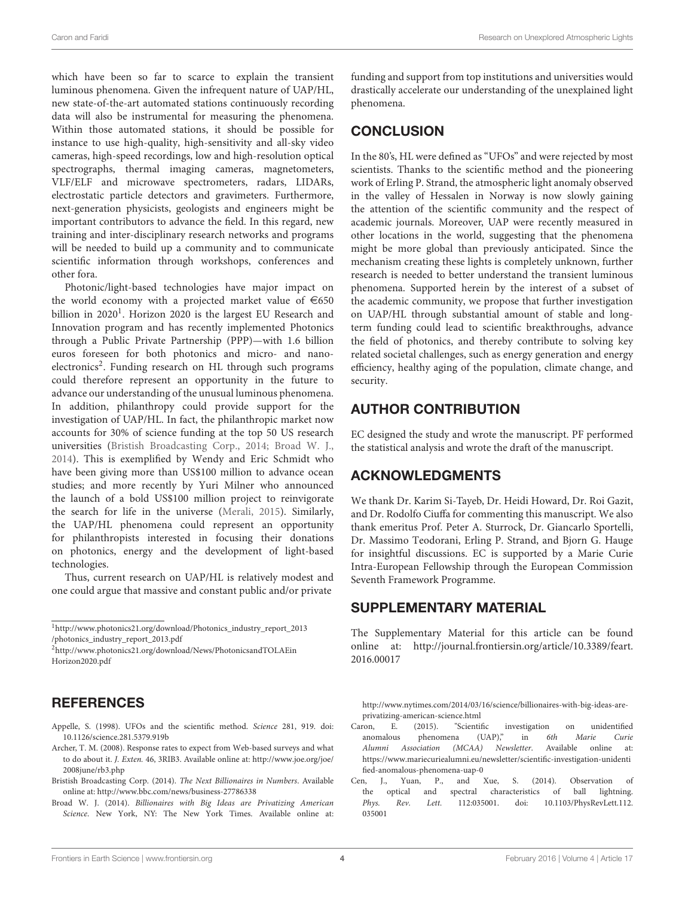which have been so far to scarce to explain the transient luminous phenomena. Given the infrequent nature of UAP/HL, new state-of-the-art automated stations continuously recording data will also be instrumental for measuring the phenomena. Within those automated stations, it should be possible for instance to use high-quality, high-sensitivity and all-sky video cameras, high-speed recordings, low and high-resolution optical spectrographs, thermal imaging cameras, magnetometers, VLF/ELF and microwave spectrometers, radars, LIDARs, electrostatic particle detectors and gravimeters. Furthermore, next-generation physicists, geologists and engineers might be important contributors to advance the field. In this regard, new training and inter-disciplinary research networks and programs will be needed to build up a community and to communicate scientific information through workshops, conferences and other fora.

Photonic/light-based technologies have major impact on the world economy with a projected market value of €650 billion in 2020[1]. Horizon 2020 is the largest EU Research and Innovation program and has recently implemented Photonics through a Public Private Partnership (PPP)—with 1.6 billion euros foreseen for both photonics and micro- and nano-electronics[2]. Funding research on HL through such programs could therefore represent an opportunity in the future to advance our understanding of the unusual luminous phenomena. In addition, philanthropy could provide support for the investigation of UAP/HL. In fact, the philanthropic market now accounts for 30% of science funding at the top 50 US research universities (Bristish Broadcasting Corp., 2014; Broad W. J., 2014). This is exemplified by Wendy and Eric Schmidt who have been giving more than US$100 million to advance ocean studies; and more recently by Yuri Milner who announced the launch of a bold US$100 million project to reinvigorate the search for life in the universe (Merali, 2015). Similarly, the UAP/HL phenomena could represent an opportunity for philanthropists interested in focusing their donations on photonics, energy and the development of light-based technologies.

Thus, current research on UAP/HL is relatively modest and one could argue that massive and constant public and/or private funding and support from top institutions and universities would drastically accelerate our understanding of the unexplained light phenomena.

[1] http://www.photonics21.org/download/Photonics_industry_report_2013/photonics_industry_report_2013.pdf

[2] http://www.photonics21.org/download/News/PhotonicsandTOLAEinHorizon2020.pdf

## CONCLUSION

In the 80's, HL were defined as "UFOs" and were rejected by most scientists. Thanks to the scientific method and the pioneering work of Erling P. Strand, the atmospheric light anomaly observed in the valley of Hessalen in Norway is now slowly gaining the attention of the scientific community and the respect of academic journals. Moreover, UAP were recently measured in other locations in the world, suggesting that the phenomena might be more global than previously anticipated. Since the mechanism creating these lights is completely unknown, further research is needed to better understand the transient luminous phenomena. Supported herein by the interest of a subset of the academic community, we propose that further investigation on UAP/HL through substantial amount of stable and long-term funding could lead to scientific breakthroughs, advance the field of photonics, and thereby contribute to solving key related societal challenges, such as energy generation and energy efficiency, healthy aging of the population, climate change, and security.

## AUTHOR CONTRIBUTION

EC designed the study and wrote the manuscript. PF performed the statistical analysis and wrote the draft of the manuscript.

## ACKNOWLEDGMENTS

We thank Dr. Karim Si-Tayeb, Dr. Heidi Howard, Dr. Roi Gazit, and Dr. Rodolfo Ciuffa for commenting this manuscript. We also thank emeritus Prof. Peter A. Sturrock, Dr. Giancarlo Sportelli, Dr. Massimo Teodorani, Erling P. Strand, and Bjorn G. Hauge for insightful discussions. EC is supported by a Marie Curie Intra-European Fellowship through the European Commission Seventh Framework Programme.

## SUPPLEMENTARY MATERIAL

The Supplementary Material for this article can be found online at: http://journal.frontiersin.org/article/10.3389/feart.2016.00017

## REFERENCES

Appelle, S. (1998). UFOs and the scientific method. *Science* 281, 919. doi: 10.1126/science.281.5379.919b

Archer, T. M. (2008). Response rates to expect from Web-based surveys and what to do about it. *J. Exten.* 46, 3RIB3. Available online at: http://www.joe.org/joe/2008june/rb3.php

Bristish Broadcasting Corp. (2014). *The Next Billionaires in Numbers*. Available online at: http://www.bbc.com/news/business-27786338

Broad W. J. (2014). *Billionaires with Big Ideas are Privatizing American Science*. New York, NY: The New York Times. Available online at: http://www.nytimes.com/2014/03/16/science/billionaires-with-big-ideas-are-privatizing-american-science.html

Caron, E. (2015). "Scientific investigation on unidentified anomalous phenomena (UAP)," in *6th Marie Curie Alumni Association (MCAA) Newsletter*. Available online at: https://www.mariecuriealumni.eu/newsletter/scientific-investigation-unidentified-anomalous-phenomena-uap-0

Cen, J., Yuan, P., and Xue, S. (2014). Observation of the optical and spectral characteristics of ball lightning. *Phys. Rev. Lett.* 112:035001. doi: 10.1103/PhysRevLett.112.035001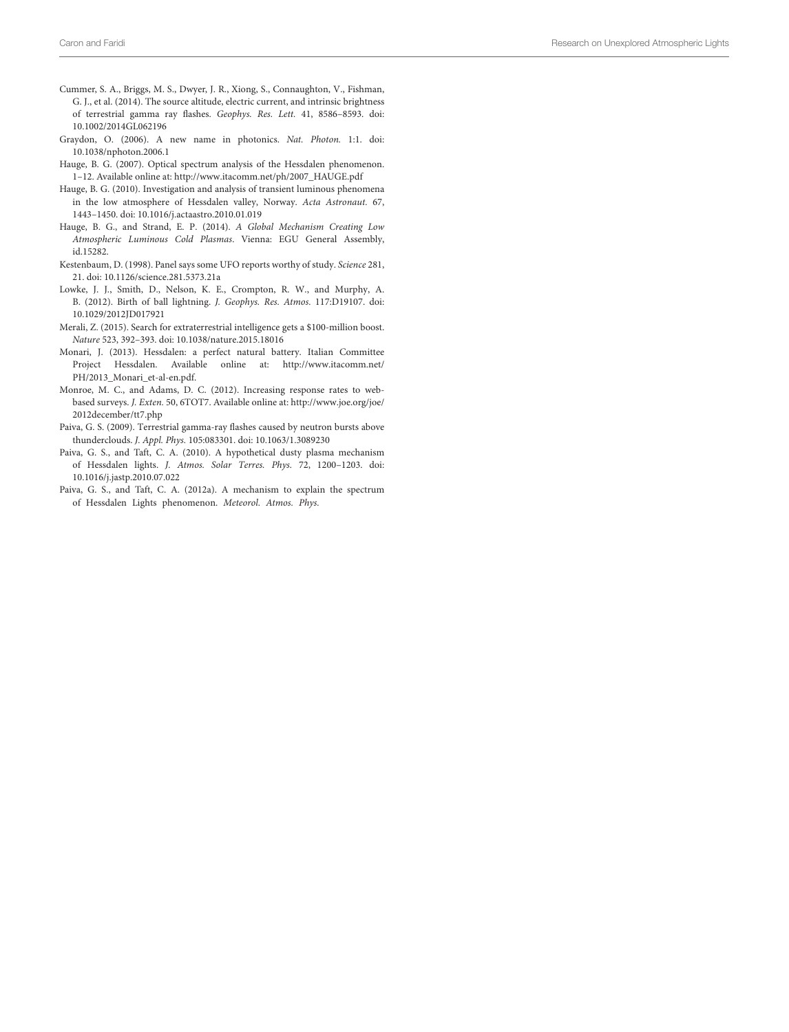Cummer, S. A., Briggs, M. S., Dwyer, J. R., Xiong, S., Connaughton, V., Fishman, G. J., et al. (2014). The source altitude, electric current, and intrinsic brightness of terrestrial gamma ray flashes. *Geophys. Res. Lett.* 41, 8586–8593. doi: 10.1002/2014GL062196

Graydon, O. (2006). A new name in photonics. *Nat. Photon.* 1:1. doi: 10.1038/nphoton.2006.1

Hauge, B. G. (2007). Optical spectrum analysis of the Hessdalen phenomenon. 1–12. Available online at: http://www.itacomm.net/ph/2007_HAUGE.pdf

Hauge, B. G. (2010). Investigation and analysis of transient luminous phenomena in the low atmosphere of Hessdalen valley, Norway. *Acta Astronaut.* 67, 1443–1450. doi: 10.1016/j.actaastro.2010.01.019

Hauge, B. G., and Strand, E. P. (2014). *A Global Mechanism Creating Low Atmospheric Luminous Cold Plasmas*. Vienna: EGU General Assembly, id.15282.

Kestenbaum, D. (1998). Panel says some UFO reports worthy of study. *Science* 281, 21. doi: 10.1126/science.281.5373.21a

Lowke, J. J., Smith, D., Nelson, K. E., Crompton, R. W., and Murphy, A. B. (2012). Birth of ball lightning. *J. Geophys. Res. Atmos.* 117:D19107. doi: 10.1029/2012JD017921

Merali, Z. (2015). Search for extraterrestrial intelligence gets a $100-million boost. *Nature* 523, 392–393. doi: 10.1038/nature.2015.18016

Monari, J. (2013). Hessdalen: a perfect natural battery. Italian Committee Project Hessdalen. Available online at: http://www.itacomm.net/PH/2013_Monari_et-al-en.pdf.

Monroe, M. C., and Adams, D. C. (2012). Increasing response rates to web-based surveys. *J. Exten.* 50, 6TOT7. Available online at: http://www.joe.org/joe/2012december/tt7.php

Paiva, G. S. (2009). Terrestrial gamma-ray flashes caused by neutron bursts above thunderclouds. *J. Appl. Phys.* 105:083301. doi: 10.1063/1.3089230

Paiva, G. S., and Taft, C. A. (2010). A hypothetical dusty plasma mechanism of Hessdalen lights. *J. Atmos. Solar Terres. Phys.* 72, 1200–1203. doi: 10.1016/j.jastp.2010.07.022

Paiva, G. S., and Taft, C. A. (2012a). A mechanism to explain the spectrum of Hessdalen Lights phenomenon. *Meteorol. Atmos. Phys.*